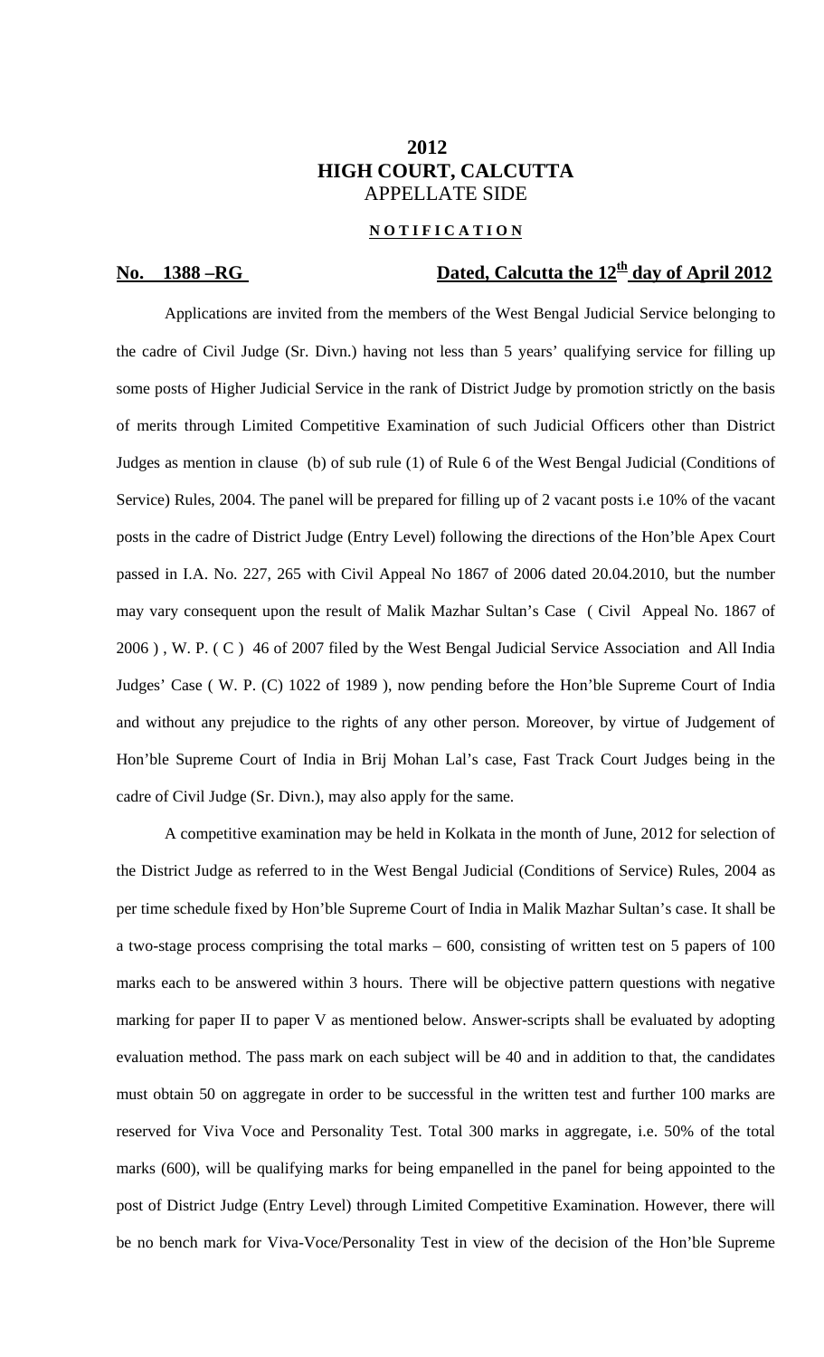# 2012
# HIGH COURT, CALCUTTA
## APPELLATE SIDE

### NOTIFICATION

**No. 1388 –RG** **Dated, Calcutta the 12th day of April 2012**

Applications are invited from the members of the West Bengal Judicial Service belonging to the cadre of Civil Judge (Sr. Divn.) having not less than 5 years' qualifying service for filling up some posts of Higher Judicial Service in the rank of District Judge by promotion strictly on the basis of merits through Limited Competitive Examination of such Judicial Officers other than District Judges as mention in clause (b) of sub rule (1) of Rule 6 of the West Bengal Judicial (Conditions of Service) Rules, 2004. The panel will be prepared for filling up of 2 vacant posts i.e 10% of the vacant posts in the cadre of District Judge (Entry Level) following the directions of the Hon'ble Apex Court passed in I.A. No. 227, 265 with Civil Appeal No 1867 of 2006 dated 20.04.2010, but the number may vary consequent upon the result of Malik Mazhar Sultan's Case ( Civil Appeal No. 1867 of 2006 ) , W. P. ( C ) 46 of 2007 filed by the West Bengal Judicial Service Association and All India Judges' Case ( W. P. (C) 1022 of 1989 ), now pending before the Hon'ble Supreme Court of India and without any prejudice to the rights of any other person. Moreover, by virtue of Judgement of Hon'ble Supreme Court of India in Brij Mohan Lal's case, Fast Track Court Judges being in the cadre of Civil Judge (Sr. Divn.), may also apply for the same.

A competitive examination may be held in Kolkata in the month of June, 2012 for selection of the District Judge as referred to in the West Bengal Judicial (Conditions of Service) Rules, 2004 as per time schedule fixed by Hon'ble Supreme Court of India in Malik Mazhar Sultan's case. It shall be a two-stage process comprising the total marks – 600, consisting of written test on 5 papers of 100 marks each to be answered within 3 hours. There will be objective pattern questions with negative marking for paper II to paper V as mentioned below. Answer-scripts shall be evaluated by adopting evaluation method. The pass mark on each subject will be 40 and in addition to that, the candidates must obtain 50 on aggregate in order to be successful in the written test and further 100 marks are reserved for Viva Voce and Personality Test. Total 300 marks in aggregate, i.e. 50% of the total marks (600), will be qualifying marks for being empanelled in the panel for being appointed to the post of District Judge (Entry Level) through Limited Competitive Examination. However, there will be no bench mark for Viva-Voce/Personality Test in view of the decision of the Hon'ble Supreme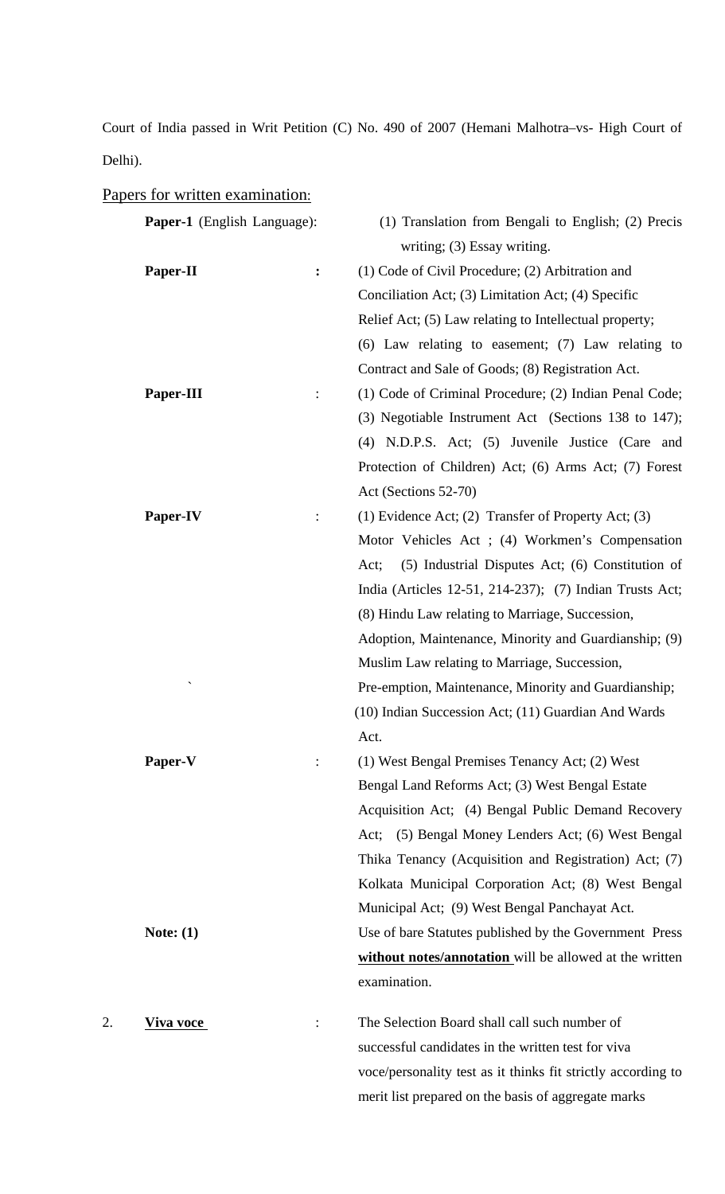Court of India passed in Writ Petition (C) No. 490 of 2007 (Hemani Malhotra–vs- High Court of Delhi).

Papers for written examination:

**Paper-1** (English Language): (1) Translation from Bengali to English; (2) Precis writing; (3) Essay writing.

**Paper-II** : (1) Code of Civil Procedure; (2) Arbitration and Conciliation Act; (3) Limitation Act; (4) Specific Relief Act; (5) Law relating to Intellectual property; (6) Law relating to easement; (7) Law relating to Contract and Sale of Goods; (8) Registration Act.

**Paper-III** : (1) Code of Criminal Procedure; (2) Indian Penal Code; (3) Negotiable Instrument Act (Sections 138 to 147); (4) N.D.P.S. Act; (5) Juvenile Justice (Care and Protection of Children) Act; (6) Arms Act; (7) Forest Act (Sections 52-70)

**Paper-IV** : (1) Evidence Act; (2) Transfer of Property Act; (3) Motor Vehicles Act ; (4) Workmen's Compensation Act; (5) Industrial Disputes Act; (6) Constitution of India (Articles 12-51, 214-237); (7) Indian Trusts Act; (8) Hindu Law relating to Marriage, Succession, Adoption, Maintenance, Minority and Guardianship; (9) Muslim Law relating to Marriage, Succession, Pre-emption, Maintenance, Minority and Guardianship; (10) Indian Succession Act; (11) Guardian And Wards Act.

**Paper-V** : (1) West Bengal Premises Tenancy Act; (2) West Bengal Land Reforms Act; (3) West Bengal Estate Acquisition Act; (4) Bengal Public Demand Recovery Act; (5) Bengal Money Lenders Act; (6) West Bengal Thika Tenancy (Acquisition and Registration) Act; (7) Kolkata Municipal Corporation Act; (8) West Bengal Municipal Act; (9) West Bengal Panchayat Act.

**Note: (1)** Use of bare Statutes published by the Government Press **without notes/annotation** will be allowed at the written examination.

2. **Viva voce** : The Selection Board shall call such number of successful candidates in the written test for viva voce/personality test as it thinks fit strictly according to merit list prepared on the basis of aggregate marks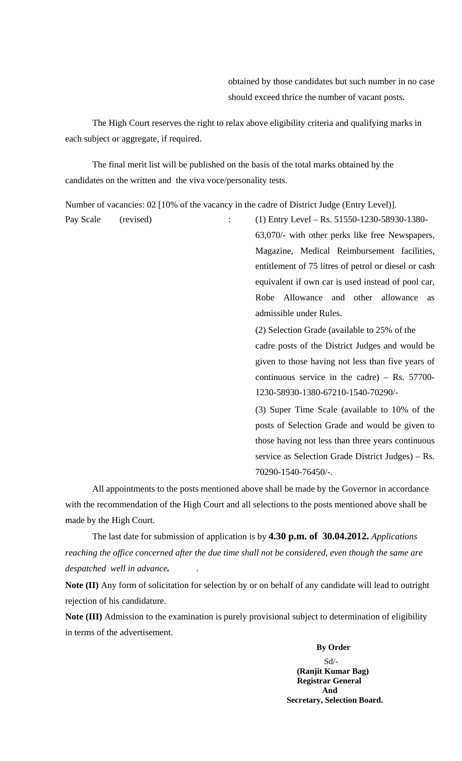obtained by those candidates but such number in no case should exceed thrice the number of vacant posts.

The High Court reserves the right to relax above eligibility criteria and qualifying marks in each subject or aggregate, if required.

The final merit list will be published on the basis of the total marks obtained by the candidates on the written and the viva voce/personality tests.

Number of vacancies: 02 [10% of the vacancy in the cadre of District Judge (Entry Level)].

Pay Scale (revised) : (1) Entry Level – Rs. 51550-1230-58930-1380-63,070/- with other perks like free Newspapers, Magazine, Medical Reimbursement facilities, entitlement of 75 litres of petrol or diesel or cash equivalent if own car is used instead of pool car, Robe Allowance and other allowance as admissible under Rules.

(2) Selection Grade (available to 25% of the cadre posts of the District Judges and would be given to those having not less than five years of continuous service in the cadre) – Rs. 57700-1230-58930-1380-67210-1540-70290/-

(3) Super Time Scale (available to 10% of the posts of Selection Grade and would be given to those having not less than three years continuous service as Selection Grade District Judges) – Rs. 70290-1540-76450/-.

All appointments to the posts mentioned above shall be made by the Governor in accordance with the recommendation of the High Court and all selections to the posts mentioned above shall be made by the High Court.

The last date for submission of application is by **4.30 p.m. of 30.04.2012.** *Applications reaching the office concerned after the due time shall not be considered, even though the same are despatched well in advance.*

**Note (II)** Any form of solicitation for selection by or on behalf of any candidate will lead to outright rejection of his candidature.

**Note (III)** Admission to the examination is purely provisional subject to determination of eligibility in terms of the advertisement.

**By Order**

Sd/-

**(Ranjit Kumar Bag)**
**Registrar General**
**And**
**Secretary, Selection Board.**